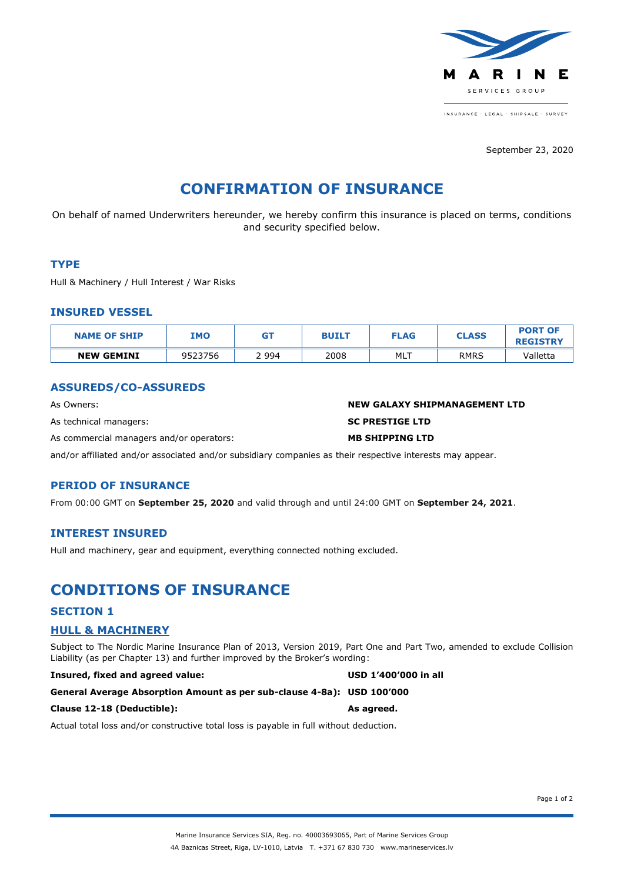September 23, 2020

# CONFIRMATION OF INSURANCE

On behalf of named Underwriters hereunder, we hereby confirm this insurance is placed on terms, conditions and security specified below.

### TYPE

Hull & Machinery / Hull Interest / War Risks

### INSURED VESSEL

| NAME OF SHIP | IMO | GT | BUILT | FLAG | CLASS | PORT OF REGISTRY |
|---|---|---|---|---|---|---|
| **NEW GEMINI** | 9523756 | 2 994 | 2008 | MLT | RMRS | Valletta |

### ASSUREDS/CO-ASSUREDS

As Owners: **NEW GALAXY SHIPMANAGEMENT LTD**

As technical managers: **SC PRESTIGE LTD**

As commercial managers and/or operators: **MB SHIPPING LTD**

and/or affiliated and/or associated and/or subsidiary companies as their respective interests may appear.

### PERIOD OF INSURANCE

From 00:00 GMT on **September 25, 2020** and valid through and until 24:00 GMT on **September 24, 2021**.

### INTEREST INSURED

Hull and machinery, gear and equipment, everything connected nothing excluded.

# CONDITIONS OF INSURANCE

### SECTION 1

### HULL & MACHINERY

Subject to The Nordic Marine Insurance Plan of 2013, Version 2019, Part One and Part Two, amended to exclude Collision Liability (as per Chapter 13) and further improved by the Broker's wording:

**Insured, fixed and agreed value:** **USD 1'400'000 in all**

**General Average Absorption Amount as per sub-clause 4-8a):** **USD 100'000**

**Clause 12-18 (Deductible):** **As agreed.**

Actual total loss and/or constructive total loss is payable in full without deduction.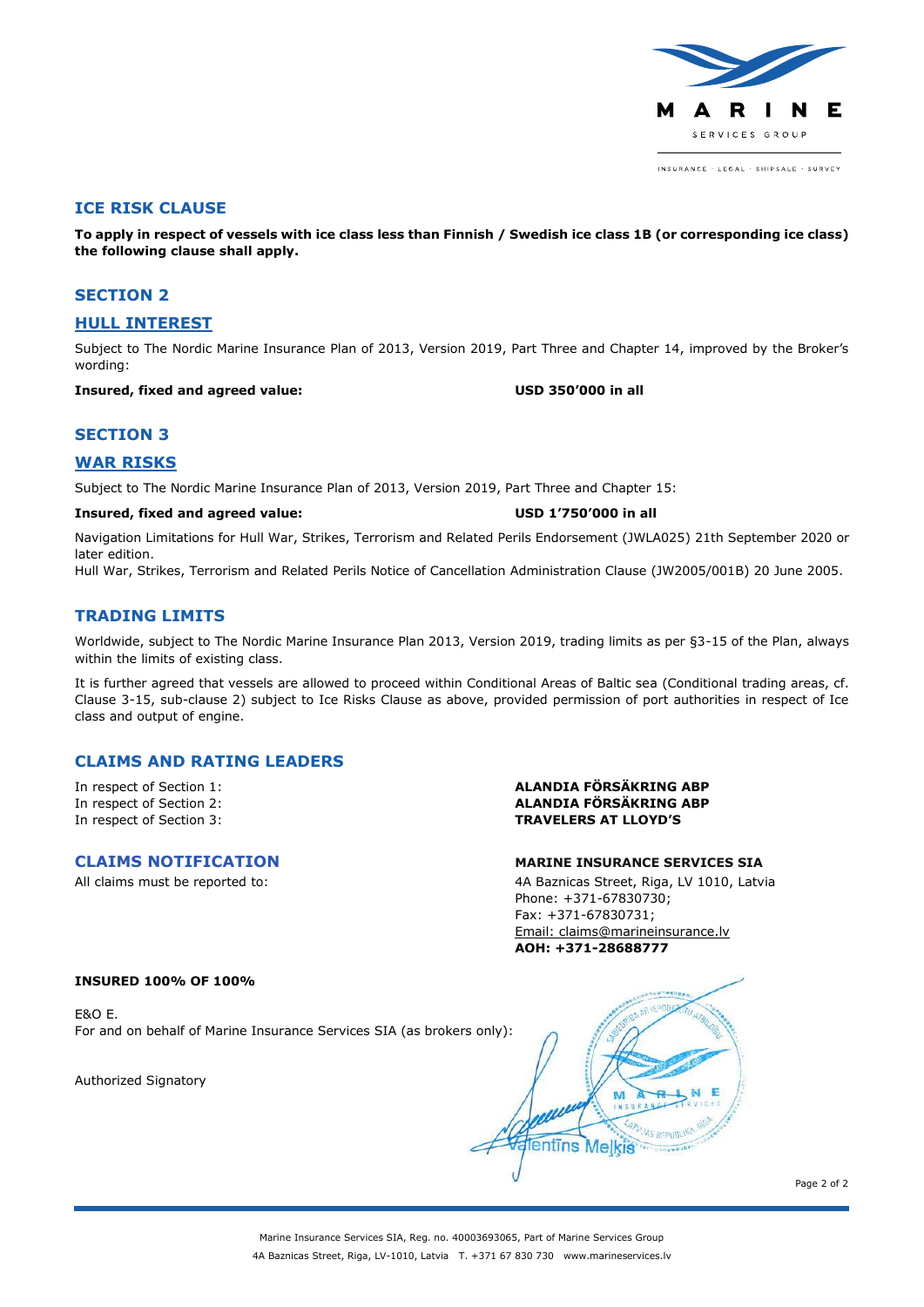## ICE RISK CLAUSE

**To apply in respect of vessels with ice class less than Finnish / Swedish ice class 1B (or corresponding ice class) the following clause shall apply.**

## SECTION 2

### HULL INTEREST

Subject to The Nordic Marine Insurance Plan of 2013, Version 2019, Part Three and Chapter 14, improved by the Broker's wording:

**Insured, fixed and agreed value:** **USD 350'000 in all**

## SECTION 3

### WAR RISKS

Subject to The Nordic Marine Insurance Plan of 2013, Version 2019, Part Three and Chapter 15:

**Insured, fixed and agreed value:** **USD 1'750'000 in all**

Navigation Limitations for Hull War, Strikes, Terrorism and Related Perils Endorsement (JWLA025) 21th September 2020 or later edition.
Hull War, Strikes, Terrorism and Related Perils Notice of Cancellation Administration Clause (JW2005/001B) 20 June 2005.

## TRADING LIMITS

Worldwide, subject to The Nordic Marine Insurance Plan 2013, Version 2019, trading limits as per §3-15 of the Plan, always within the limits of existing class.

It is further agreed that vessels are allowed to proceed within Conditional Areas of Baltic sea (Conditional trading areas, cf. Clause 3-15, sub-clause 2) subject to Ice Risks Clause as above, provided permission of port authorities in respect of Ice class and output of engine.

## CLAIMS AND RATING LEADERS

| | |
|---|---|
| In respect of Section 1: | **ALANDIA FÖRSÄKRING ABP** |
| In respect of Section 2: | **ALANDIA FÖRSÄKRING ABP** |
| In respect of Section 3: | **TRAVELERS AT LLOYD'S** |

## CLAIMS NOTIFICATION

All claims must be reported to:

**MARINE INSURANCE SERVICES SIA**
4A Baznicas Street, Riga, LV 1010, Latvia
Phone: +371-67830730;
Fax: +371-67830731;
Email: claims@marineinsurance.lv
**AOH: +371-28688777**

**INSURED 100% OF 100%**

E&O E.
For and on behalf of Marine Insurance Services SIA (as brokers only):

Authorized Signatory

Valentīns Melķis

Marine Insurance Services SIA, Reg. no. 40003693065, Part of Marine Services Group
4A Baznicas Street, Riga, LV-1010, Latvia T. +371 67 830 730 www.marineservices.lv